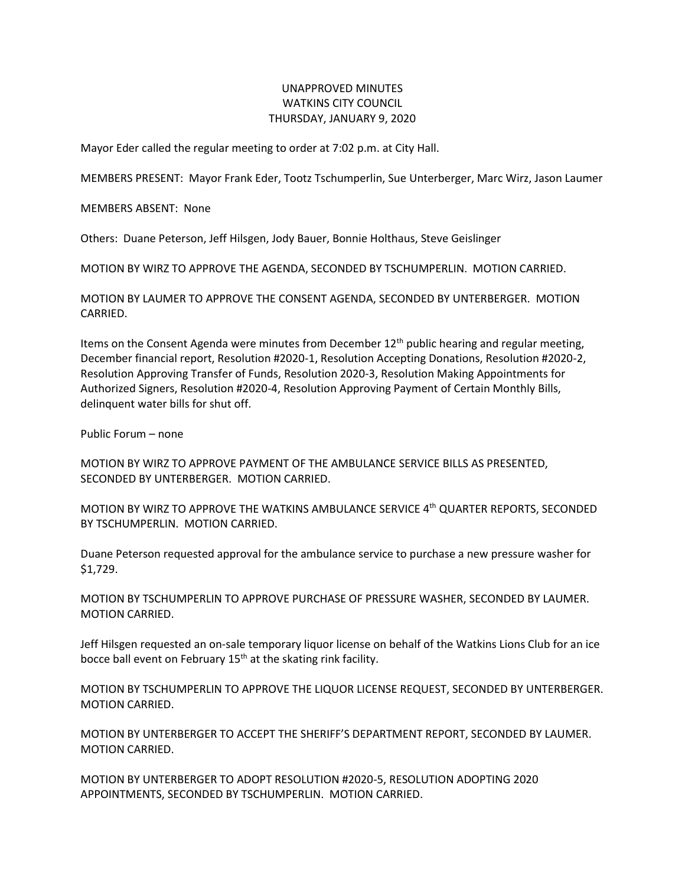UNAPPROVED MINUTES
WATKINS CITY COUNCIL
THURSDAY, JANUARY 9, 2020

Mayor Eder called the regular meeting to order at 7:02 p.m. at City Hall.

MEMBERS PRESENT: Mayor Frank Eder, Tootz Tschumperlin, Sue Unterberger, Marc Wirz, Jason Laumer

MEMBERS ABSENT: None

Others: Duane Peterson, Jeff Hilsgen, Jody Bauer, Bonnie Holthaus, Steve Geislinger

MOTION BY WIRZ TO APPROVE THE AGENDA, SECONDED BY TSCHUMPERLIN. MOTION CARRIED.

MOTION BY LAUMER TO APPROVE THE CONSENT AGENDA, SECONDED BY UNTERBERGER. MOTION CARRIED.

Items on the Consent Agenda were minutes from December 12th public hearing and regular meeting, December financial report, Resolution #2020-1, Resolution Accepting Donations, Resolution #2020-2, Resolution Approving Transfer of Funds, Resolution 2020-3, Resolution Making Appointments for Authorized Signers, Resolution #2020-4, Resolution Approving Payment of Certain Monthly Bills, delinquent water bills for shut off.

Public Forum – none

MOTION BY WIRZ TO APPROVE PAYMENT OF THE AMBULANCE SERVICE BILLS AS PRESENTED, SECONDED BY UNTERBERGER. MOTION CARRIED.

MOTION BY WIRZ TO APPROVE THE WATKINS AMBULANCE SERVICE 4th QUARTER REPORTS, SECONDED BY TSCHUMPERLIN. MOTION CARRIED.

Duane Peterson requested approval for the ambulance service to purchase a new pressure washer for $1,729.

MOTION BY TSCHUMPERLIN TO APPROVE PURCHASE OF PRESSURE WASHER, SECONDED BY LAUMER. MOTION CARRIED.

Jeff Hilsgen requested an on-sale temporary liquor license on behalf of the Watkins Lions Club for an ice bocce ball event on February 15th at the skating rink facility.

MOTION BY TSCHUMPERLIN TO APPROVE THE LIQUOR LICENSE REQUEST, SECONDED BY UNTERBERGER. MOTION CARRIED.

MOTION BY UNTERBERGER TO ACCEPT THE SHERIFF'S DEPARTMENT REPORT, SECONDED BY LAUMER. MOTION CARRIED.

MOTION BY UNTERBERGER TO ADOPT RESOLUTION #2020-5, RESOLUTION ADOPTING 2020 APPOINTMENTS, SECONDED BY TSCHUMPERLIN. MOTION CARRIED.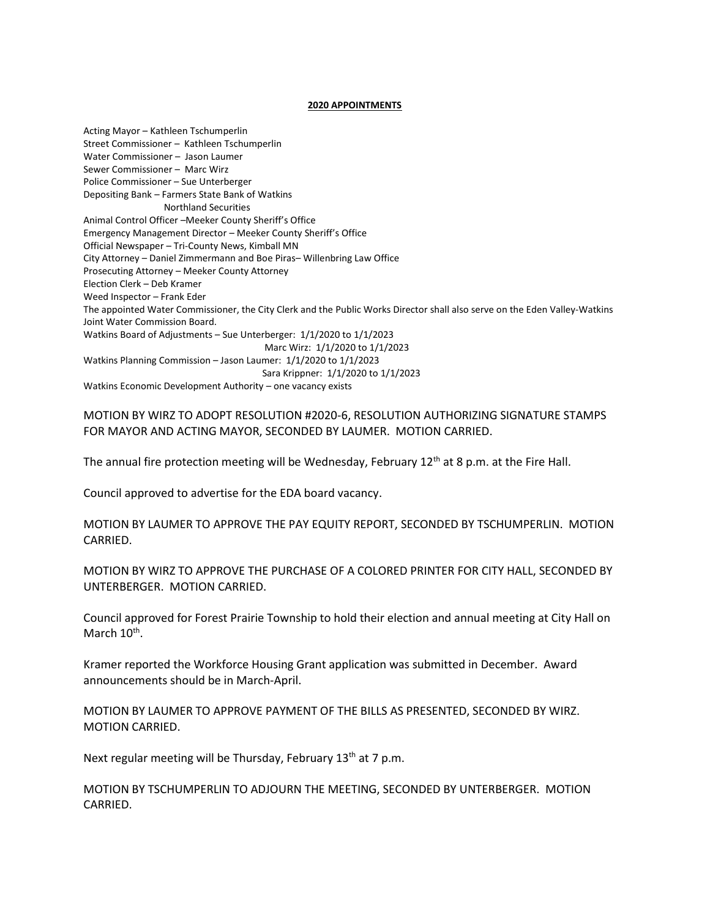**2020 APPOINTMENTS**

Acting Mayor – Kathleen Tschumperlin
Street Commissioner – Kathleen Tschumperlin
Water Commissioner – Jason Laumer
Sewer Commissioner – Marc Wirz
Police Commissioner – Sue Unterberger
Depositing Bank – Farmers State Bank of Watkins
Northland Securities
Animal Control Officer –Meeker County Sheriff's Office
Emergency Management Director – Meeker County Sheriff's Office
Official Newspaper – Tri-County News, Kimball MN
City Attorney – Daniel Zimmermann and Boe Piras– Willenbring Law Office
Prosecuting Attorney – Meeker County Attorney
Election Clerk – Deb Kramer
Weed Inspector – Frank Eder
The appointed Water Commissioner, the City Clerk and the Public Works Director shall also serve on the Eden Valley-Watkins Joint Water Commission Board.
Watkins Board of Adjustments – Sue Unterberger: 1/1/2020 to 1/1/2023
Marc Wirz: 1/1/2020 to 1/1/2023
Watkins Planning Commission – Jason Laumer: 1/1/2020 to 1/1/2023
Sara Krippner: 1/1/2020 to 1/1/2023
Watkins Economic Development Authority – one vacancy exists

MOTION BY WIRZ TO ADOPT RESOLUTION #2020-6, RESOLUTION AUTHORIZING SIGNATURE STAMPS FOR MAYOR AND ACTING MAYOR, SECONDED BY LAUMER. MOTION CARRIED.

The annual fire protection meeting will be Wednesday, February 12th at 8 p.m. at the Fire Hall.

Council approved to advertise for the EDA board vacancy.

MOTION BY LAUMER TO APPROVE THE PAY EQUITY REPORT, SECONDED BY TSCHUMPERLIN. MOTION CARRIED.

MOTION BY WIRZ TO APPROVE THE PURCHASE OF A COLORED PRINTER FOR CITY HALL, SECONDED BY UNTERBERGER. MOTION CARRIED.

Council approved for Forest Prairie Township to hold their election and annual meeting at City Hall on March 10th.

Kramer reported the Workforce Housing Grant application was submitted in December. Award announcements should be in March-April.

MOTION BY LAUMER TO APPROVE PAYMENT OF THE BILLS AS PRESENTED, SECONDED BY WIRZ. MOTION CARRIED.

Next regular meeting will be Thursday, February 13th at 7 p.m.

MOTION BY TSCHUMPERLIN TO ADJOURN THE MEETING, SECONDED BY UNTERBERGER. MOTION CARRIED.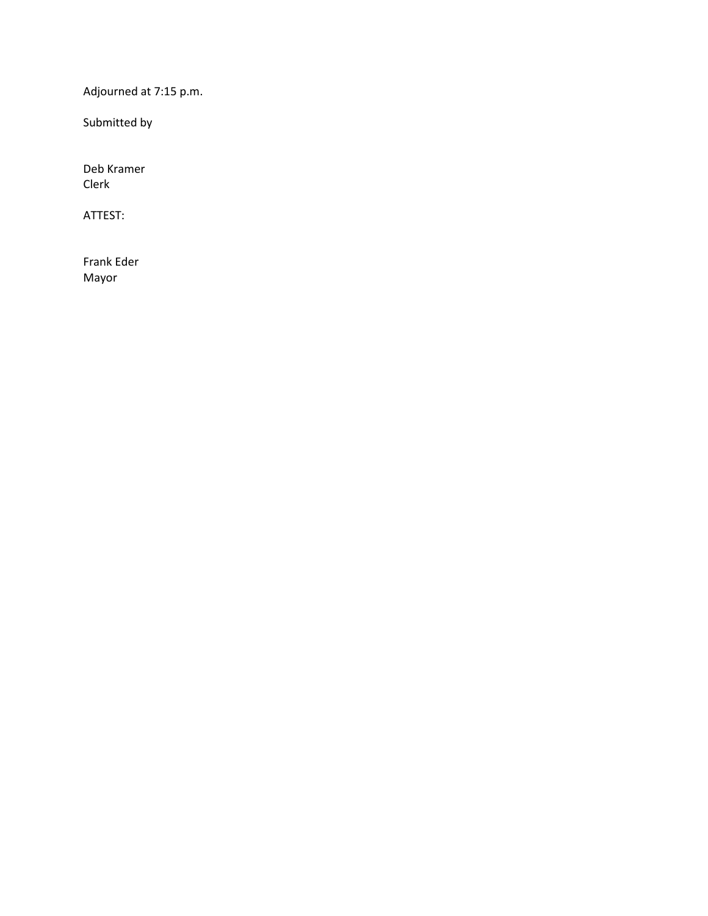Adjourned at 7:15 p.m.

Submitted by

Deb Kramer
Clerk

ATTEST:

Frank Eder
Mayor